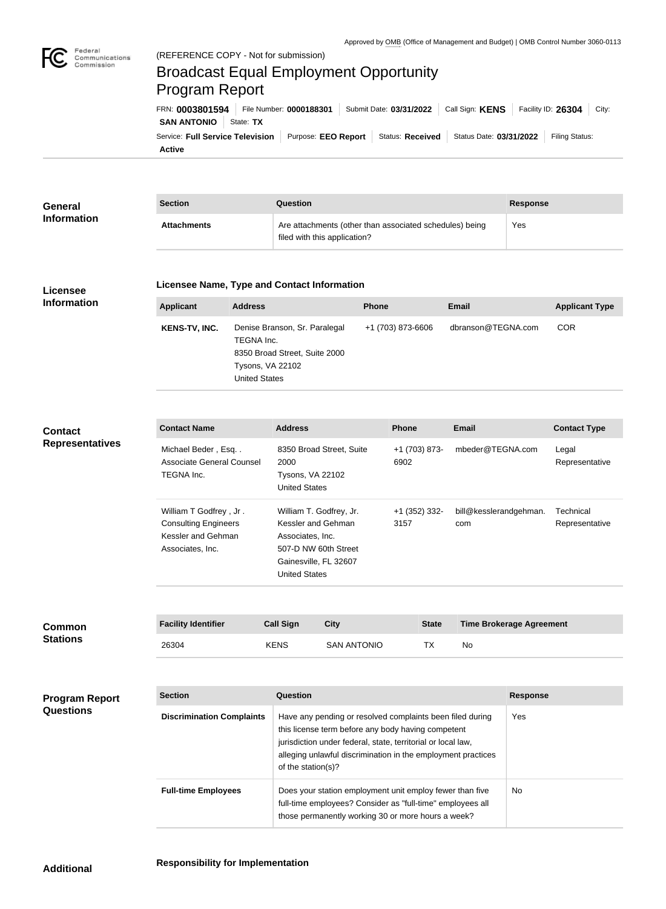Approved by OMB (Office of Management and Budget) | OMB Control Number 3060-0113

(REFERENCE COPY - Not for submission)

# Broadcast Equal Employment Opportunity Program Report

FRN: **0003801594** | File Number: **0000188301** | Submit Date: **03/31/2022** | Call Sign: **KENS** | Facility ID: **26304** | City: **SAN ANTONIO** | State: **TX**

Service: **Full Service Television** | Purpose: **EEO Report** | Status: **Received** | Status Date: **03/31/2022** | Filing Status: **Active**

## General Information

| Section | Question | Response |
| --- | --- | --- |
| **Attachments** | Are attachments (other than associated schedules) being filed with this application? | Yes |

## Licensee Information

### Licensee Name, Type and Contact Information

| Applicant | Address | Phone | Email | Applicant Type |
| --- | --- | --- | --- | --- |
| **KENS-TV, INC.** | Denise Branson, Sr. Paralegal<br>TEGNA Inc.<br>8350 Broad Street, Suite 2000<br>Tysons, VA 22102<br>United States | +1 (703) 873-6606 | dbranson@TEGNA.com | COR |

## Contact Representatives

| Contact Name | Address | Phone | Email | Contact Type |
| --- | --- | --- | --- | --- |
| Michael Beder , Esq. .<br>Associate General Counsel<br>TEGNA Inc. | 8350 Broad Street, Suite 2000<br>Tysons, VA 22102<br>United States | +1 (703) 873-6902 | mbeder@TEGNA.com | Legal Representative |
| William T Godfrey , Jr .<br>Consulting Engineers<br>Kessler and Gehman Associates, Inc. | William T. Godfrey, Jr.<br>Kessler and Gehman Associates, Inc.<br>507-D NW 60th Street<br>Gainesville, FL 32607<br>United States | +1 (352) 332-3157 | bill@kesslerandgehman.com | Technical Representative |

## Common Stations

| Facility Identifier | Call Sign | City | State | Time Brokerage Agreement |
| --- | --- | --- | --- | --- |
| 26304 | KENS | SAN ANTONIO | TX | No |

## Program Report Questions

| Section | Question | Response |
| --- | --- | --- |
| **Discrimination Complaints** | Have any pending or resolved complaints been filed during this license term before any body having competent jurisdiction under federal, state, territorial or local law, alleging unlawful discrimination in the employment practices of the station(s)? | Yes |
| **Full-time Employees** | Does your station employment unit employ fewer than five full-time employees? Consider as "full-time" employees all those permanently working 30 or more hours a week? | No |

## Additional

### Responsibility for Implementation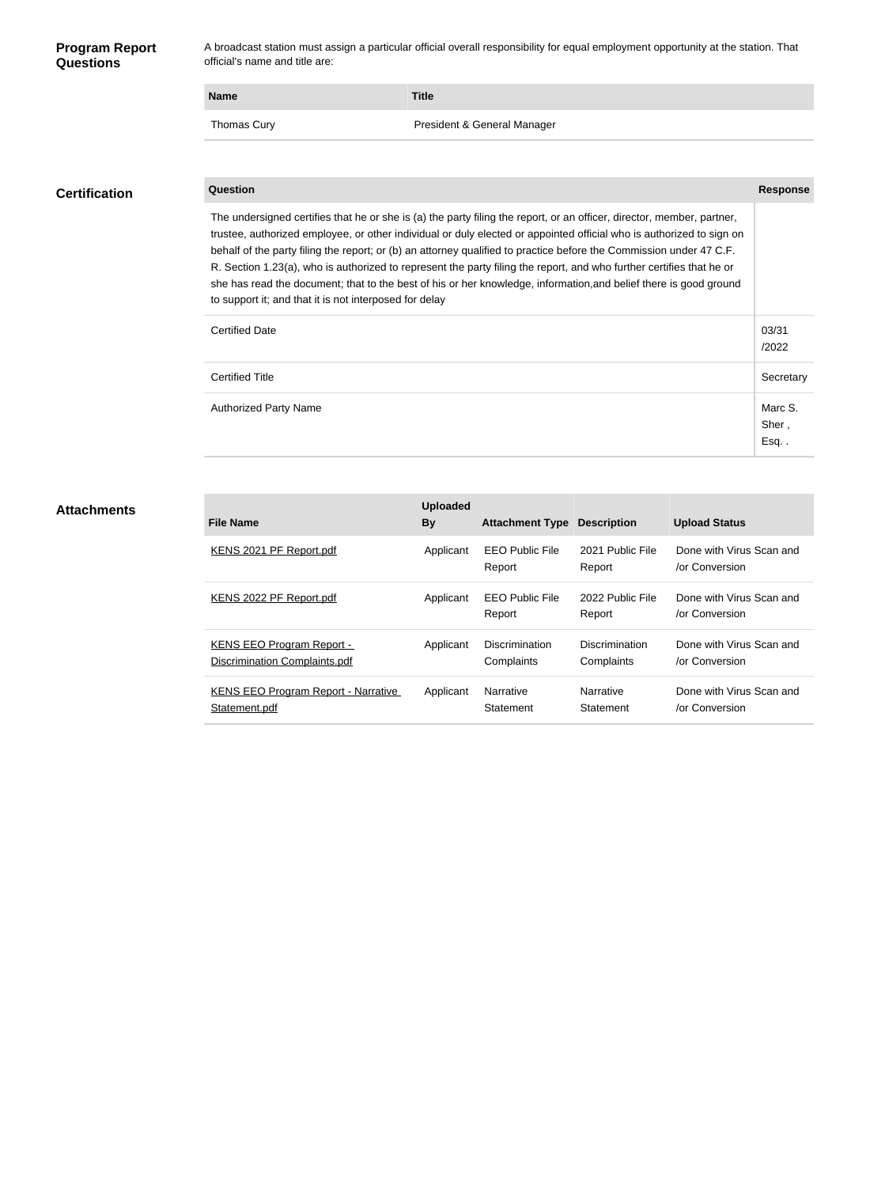## Program Report Questions

A broadcast station must assign a particular official overall responsibility for equal employment opportunity at the station. That official's name and title are:

| Name | Title |
| --- | --- |
| Thomas Cury | President & General Manager |

## Certification

| Question | Response |
| --- | --- |
| The undersigned certifies that he or she is (a) the party filing the report, or an officer, director, member, partner, trustee, authorized employee, or other individual or duly elected or appointed official who is authorized to sign on behalf of the party filing the report; or (b) an attorney qualified to practice before the Commission under 47 C.F. R. Section 1.23(a), who is authorized to represent the party filing the report, and who further certifies that he or she has read the document; that to the best of his or her knowledge, information,and belief there is good ground to support it; and that it is not interposed for delay | |
| Certified Date | 03/31/2022 |
| Certified Title | Secretary |
| Authorized Party Name | Marc S. Sher , Esq. . |

## Attachments

| File Name | Uploaded By | Attachment Type | Description | Upload Status |
| --- | --- | --- | --- | --- |
| KENS 2021 PF Report.pdf | Applicant | EEO Public File Report | 2021 Public File Report | Done with Virus Scan and /or Conversion |
| KENS 2022 PF Report.pdf | Applicant | EEO Public File Report | 2022 Public File Report | Done with Virus Scan and /or Conversion |
| KENS EEO Program Report - Discrimination Complaints.pdf | Applicant | Discrimination Complaints | Discrimination Complaints | Done with Virus Scan and /or Conversion |
| KENS EEO Program Report - Narrative Statement.pdf | Applicant | Narrative Statement | Narrative Statement | Done with Virus Scan and /or Conversion |